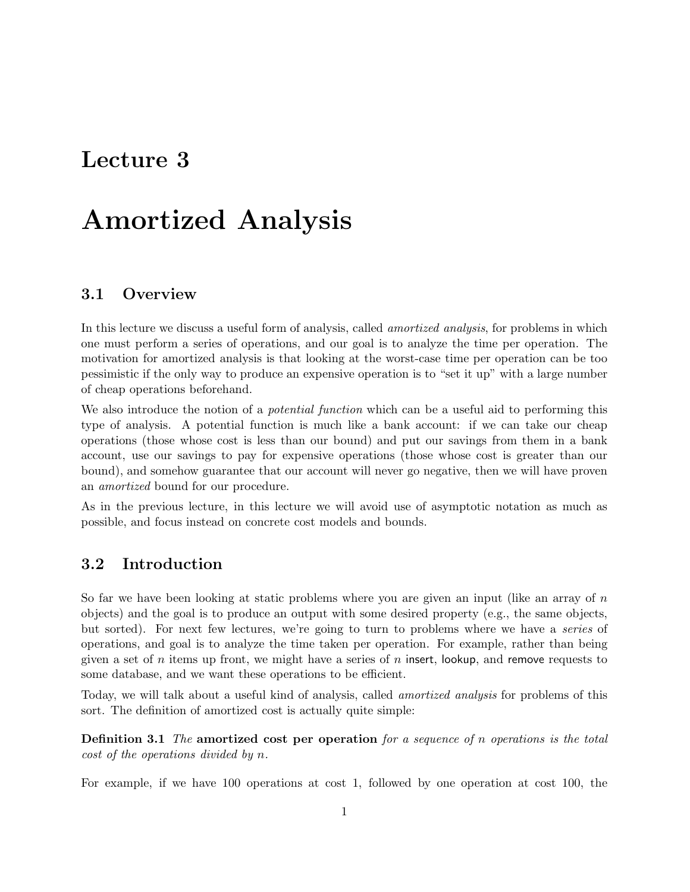# Lecture 3

# Amortized Analysis

## 3.1 Overview

In this lecture we discuss a useful form of analysis, called *amortized analysis*, for problems in which one must perform a series of operations, and our goal is to analyze the time per operation. The motivation for amortized analysis is that looking at the worst-case time per operation can be too pessimistic if the only way to produce an expensive operation is to "set it up" with a large number of cheap operations beforehand.

We also introduce the notion of a *potential function* which can be a useful aid to performing this type of analysis. A potential function is much like a bank account: if we can take our cheap operations (those whose cost is less than our bound) and put our savings from them in a bank account, use our savings to pay for expensive operations (those whose cost is greater than our bound), and somehow guarantee that our account will never go negative, then we will have proven an *amortized* bound for our procedure.

As in the previous lecture, in this lecture we will avoid use of asymptotic notation as much as possible, and focus instead on concrete cost models and bounds.

## 3.2 Introduction

So far we have been looking at static problems where you are given an input (like an array of $n$ objects) and the goal is to produce an output with some desired property (e.g., the same objects, but sorted). For next few lectures, we're going to turn to problems where we have a *series* of operations, and goal is to analyze the time taken per operation. For example, rather than being given a set of $n$ items up front, we might have a series of $n$ insert, lookup, and remove requests to some database, and we want these operations to be efficient.

Today, we will talk about a useful kind of analysis, called *amortized analysis* for problems of this sort. The definition of amortized cost is actually quite simple:

**Definition 3.1** *The* **amortized cost per operation** *for a sequence of $n$ operations is the total cost of the operations divided by $n$.*

For example, if we have 100 operations at cost 1, followed by one operation at cost 100, the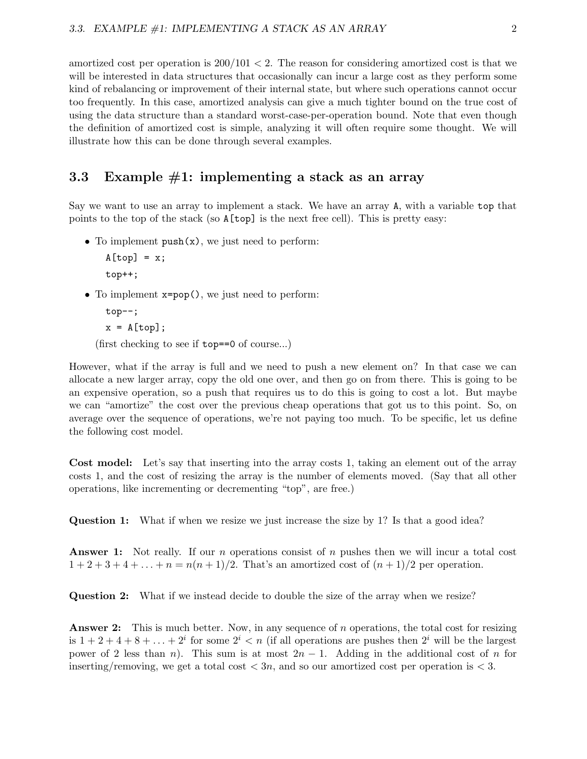amortized cost per operation is $200/101 < 2$. The reason for considering amortized cost is that we will be interested in data structures that occasionally can incur a large cost as they perform some kind of rebalancing or improvement of their internal state, but where such operations cannot occur too frequently. In this case, amortized analysis can give a much tighter bound on the true cost of using the data structure than a standard worst-case-per-operation bound. Note that even though the definition of amortized cost is simple, analyzing it will often require some thought. We will illustrate how this can be done through several examples.

## 3.3 Example #1: implementing a stack as an array

Say we want to use an array to implement a stack. We have an array `A`, with a variable `top` that points to the top of the stack (so `A[top]` is the next free cell). This is pretty easy:

- To implement `push(x)`, we just need to perform:

  ```
  A[top] = x;
  top++;
  ```

- To implement `x=pop()`, we just need to perform:

  ```
  top--;
  x = A[top];
  ```

  (first checking to see if `top==0` of course...)

However, what if the array is full and we need to push a new element on? In that case we can allocate a new larger array, copy the old one over, and then go on from there. This is going to be an expensive operation, so a push that requires us to do this is going to cost a lot. But maybe we can "amortize" the cost over the previous cheap operations that got us to this point. So, on average over the sequence of operations, we're not paying too much. To be specific, let us define the following cost model.

**Cost model:** Let's say that inserting into the array costs 1, taking an element out of the array costs 1, and the cost of resizing the array is the number of elements moved. (Say that all other operations, like incrementing or decrementing "top", are free.)

**Question 1:** What if when we resize we just increase the size by 1? Is that a good idea?

**Answer 1:** Not really. If our $n$ operations consist of $n$ pushes then we will incur a total cost $1 + 2 + 3 + 4 + \ldots + n = n(n + 1)/2$. That's an amortized cost of $(n + 1)/2$ per operation.

**Question 2:** What if we instead decide to double the size of the array when we resize?

**Answer 2:** This is much better. Now, in any sequence of $n$ operations, the total cost for resizing is $1 + 2 + 4 + 8 + \ldots + 2^i$ for some $2^i < n$ (if all operations are pushes then $2^i$ will be the largest power of 2 less than $n$). This sum is at most $2n - 1$. Adding in the additional cost of $n$ for inserting/removing, we get a total cost $< 3n$, and so our amortized cost per operation is $< 3$.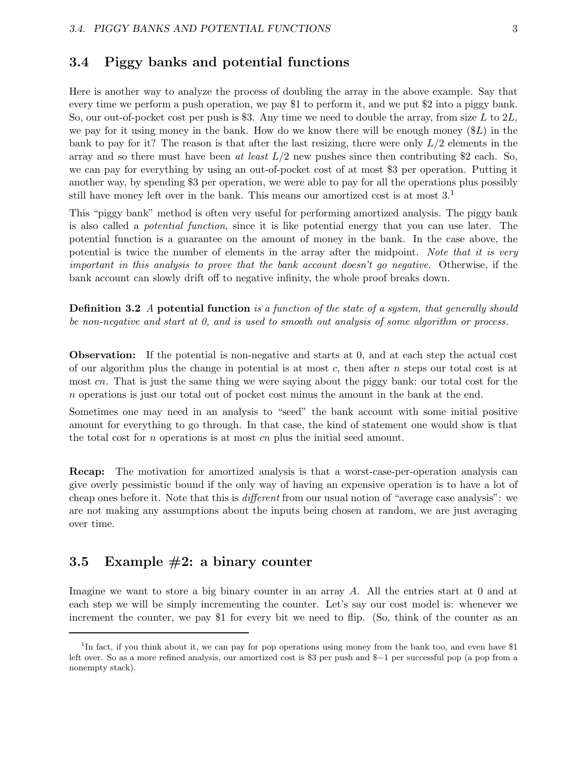## 3.4 Piggy banks and potential functions

Here is another way to analyze the process of doubling the array in the above example. Say that every time we perform a push operation, we pay \$1 to perform it, and we put \$2 into a piggy bank. So, our out-of-pocket cost per push is \$3. Any time we need to double the array, from size $L$ to $2L$, we pay for it using money in the bank. How do we know there will be enough money (\$$L$) in the bank to pay for it? The reason is that after the last resizing, there were only $L/2$ elements in the array and so there must have been *at least* $L/2$ new pushes since then contributing \$2 each. So, we can pay for everything by using an out-of-pocket cost of at most \$3 per operation. Putting it another way, by spending \$3 per operation, we were able to pay for all the operations plus possibly still have money left over in the bank. This means our amortized cost is at most 3.[1]

This "piggy bank" method is often very useful for performing amortized analysis. The piggy bank is also called a *potential function*, since it is like potential energy that you can use later. The potential function is a guarantee on the amount of money in the bank. In the case above, the potential is twice the number of elements in the array after the midpoint. *Note that it is very important in this analysis to prove that the bank account doesn't go negative.* Otherwise, if the bank account can slowly drift off to negative infinity, the whole proof breaks down.

**Definition 3.2** *A* **potential function** *is a function of the state of a system, that generally should be non-negative and start at 0, and is used to smooth out analysis of some algorithm or process.*

**Observation:** If the potential is non-negative and starts at 0, and at each step the actual cost of our algorithm plus the change in potential is at most $c$, then after $n$ steps our total cost is at most $cn$. That is just the same thing we were saying about the piggy bank: our total cost for the $n$ operations is just our total out of pocket cost minus the amount in the bank at the end.

Sometimes one may need in an analysis to "seed" the bank account with some initial positive amount for everything to go through. In that case, the kind of statement one would show is that the total cost for $n$ operations is at most $cn$ plus the initial seed amount.

**Recap:** The motivation for amortized analysis is that a worst-case-per-operation analysis can give overly pessimistic bound if the only way of having an expensive operation is to have a lot of cheap ones before it. Note that this is *different* from our usual notion of "average case analysis": we are not making any assumptions about the inputs being chosen at random, we are just averaging over time.

## 3.5 Example #2: a binary counter

Imagine we want to store a big binary counter in an array $A$. All the entries start at 0 and at each step we will be simply incrementing the counter. Let's say our cost model is: whenever we increment the counter, we pay \$1 for every bit we need to flip. (So, think of the counter as an

[1] In fact, if you think about it, we can pay for pop operations using money from the bank too, and even have \$1 left over. So as a more refined analysis, our amortized cost is \$3 per push and \$−1 per successful pop (a pop from a nonempty stack).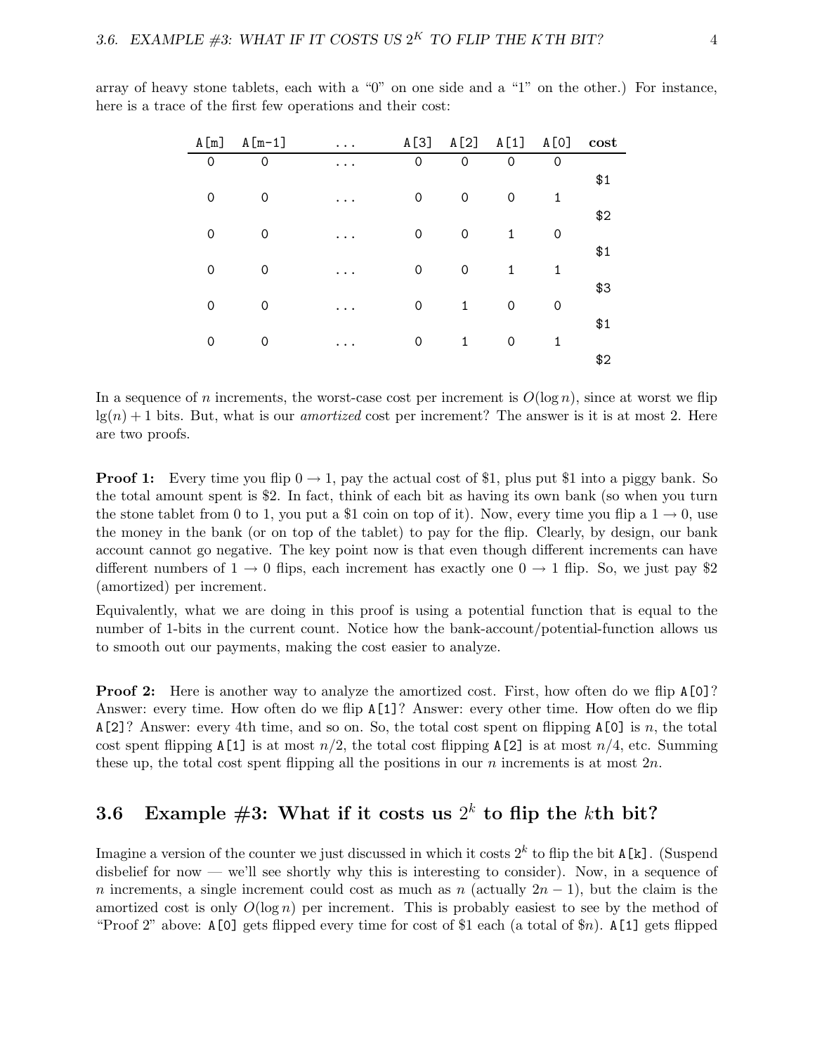array of heavy stone tablets, each with a "0" on one side and a "1" on the other.) For instance, here is a trace of the first few operations and their cost:

| A[m] | A[m-1] | ... | A[3] | A[2] | A[1] | A[0] | cost |
|---|---|---|---|---|---|---|---|
| 0 | 0 | ... | 0 | 0 | 0 | 0 | |
| | | | | | | | $1 |
| 0 | 0 | ... | 0 | 0 | 0 | 1 | |
| | | | | | | | $2 |
| 0 | 0 | ... | 0 | 0 | 1 | 0 | |
| | | | | | | | $1 |
| 0 | 0 | ... | 0 | 0 | 1 | 1 | |
| | | | | | | | $3 |
| 0 | 0 | ... | 0 | 1 | 0 | 0 | |
| | | | | | | | $1 |
| 0 | 0 | ... | 0 | 1 | 0 | 1 | |
| | | | | | | | $2 |

In a sequence of $n$ increments, the worst-case cost per increment is $O(\log n)$, since at worst we flip $\lg(n) + 1$ bits. But, what is our *amortized* cost per increment? The answer is it is at most 2. Here are two proofs.

**Proof 1:** Every time you flip $0 \to 1$, pay the actual cost of \$1, plus put \$1 into a piggy bank. So the total amount spent is \$2. In fact, think of each bit as having its own bank (so when you turn the stone tablet from 0 to 1, you put a \$1 coin on top of it). Now, every time you flip a $1 \to 0$, use the money in the bank (or on top of the tablet) to pay for the flip. Clearly, by design, our bank account cannot go negative. The key point now is that even though different increments can have different numbers of $1 \to 0$ flips, each increment has exactly one $0 \to 1$ flip. So, we just pay \$2 (amortized) per increment.

Equivalently, what we are doing in this proof is using a potential function that is equal to the number of 1-bits in the current count. Notice how the bank-account/potential-function allows us to smooth out our payments, making the cost easier to analyze.

**Proof 2:** Here is another way to analyze the amortized cost. First, how often do we flip A[0]? Answer: every time. How often do we flip A[1]? Answer: every other time. How often do we flip A[2]? Answer: every 4th time, and so on. So, the total cost spent on flipping A[0] is $n$, the total cost spent flipping A[1] is at most $n/2$, the total cost flipping A[2] is at most $n/4$, etc. Summing these up, the total cost spent flipping all the positions in our $n$ increments is at most $2n$.

## 3.6 Example #3: What if it costs us $2^k$ to flip the $k$th bit?

Imagine a version of the counter we just discussed in which it costs $2^k$ to flip the bit A[k]. (Suspend disbelief for now — we'll see shortly why this is interesting to consider). Now, in a sequence of $n$ increments, a single increment could cost as much as $n$ (actually $2n - 1$), but the claim is the amortized cost is only $O(\log n)$ per increment. This is probably easiest to see by the method of "Proof 2" above: A[0] gets flipped every time for cost of \$1 each (a total of \$$n$). A[1] gets flipped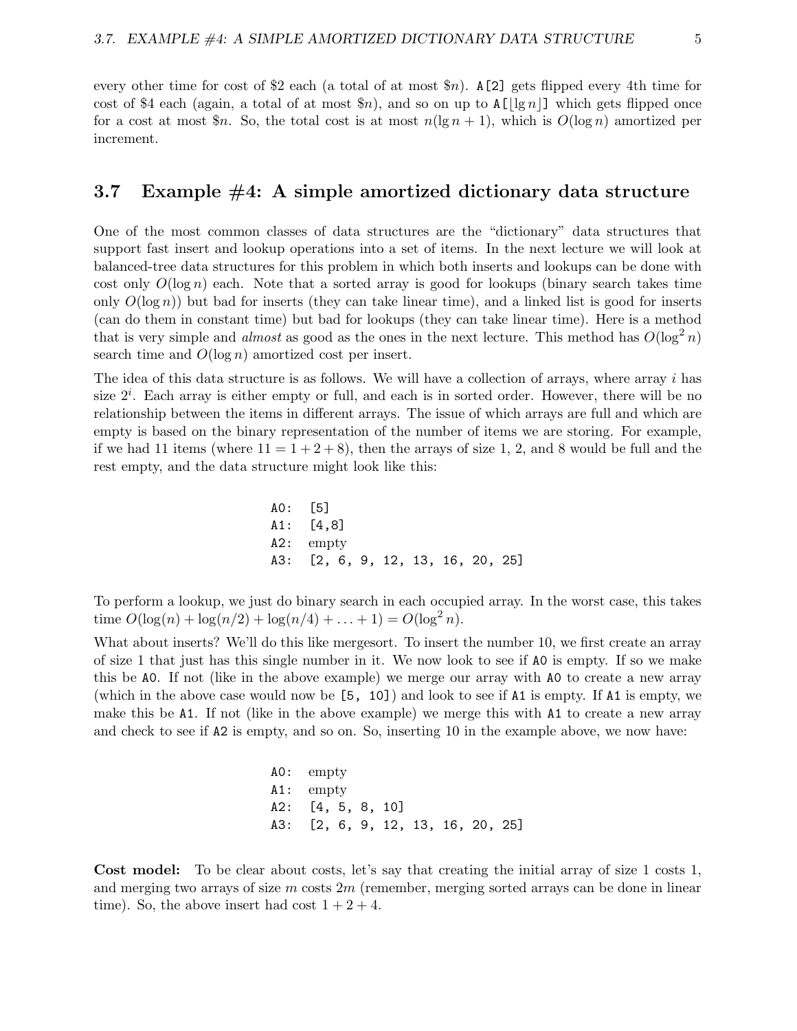every other time for cost of \$2 each (a total of at most \$$n$). `A[2]` gets flipped every 4th time for cost of \$4 each (again, a total of at most \$$n$), and so on up to `A[`$\lfloor \lg n \rfloor$`]` which gets flipped once for a cost at most \$$n$. So, the total cost is at most $n(\lg n + 1)$, which is $O(\log n)$ amortized per increment.

## 3.7 Example #4: A simple amortized dictionary data structure

One of the most common classes of data structures are the "dictionary" data structures that support fast insert and lookup operations into a set of items. In the next lecture we will look at balanced-tree data structures for this problem in which both inserts and lookups can be done with cost only $O(\log n)$ each. Note that a sorted array is good for lookups (binary search takes time only $O(\log n)$) but bad for inserts (they can take linear time), and a linked list is good for inserts (can do them in constant time) but bad for lookups (they can take linear time). Here is a method that is very simple and *almost* as good as the ones in the next lecture. This method has $O(\log^2 n)$ search time and $O(\log n)$ amortized cost per insert.

The idea of this data structure is as follows. We will have a collection of arrays, where array $i$ has size $2^i$. Each array is either empty or full, and each is in sorted order. However, there will be no relationship between the items in different arrays. The issue of which arrays are full and which are empty is based on the binary representation of the number of items we are storing. For example, if we had 11 items (where $11 = 1 + 2 + 8$), then the arrays of size 1, 2, and 8 would be full and the rest empty, and the data structure might look like this:

```
A0:  [5]
A1:  [4,8]
A2:  empty
A3:  [2, 6, 9, 12, 13, 16, 20, 25]
```

To perform a lookup, we just do binary search in each occupied array. In the worst case, this takes time $O(\log(n) + \log(n/2) + \log(n/4) + \ldots + 1) = O(\log^2 n)$.

What about inserts? We'll do this like mergesort. To insert the number 10, we first create an array of size 1 that just has this single number in it. We now look to see if `A0` is empty. If so we make this be `A0`. If not (like in the above example) we merge our array with `A0` to create a new array (which in the above case would now be `[5, 10]`) and look to see if `A1` is empty. If `A1` is empty, we make this be `A1`. If not (like in the above example) we merge this with `A1` to create a new array and check to see if `A2` is empty, and so on. So, inserting 10 in the example above, we now have:

```
A0:  empty
A1:  empty
A2:  [4, 5, 8, 10]
A3:  [2, 6, 9, 12, 13, 16, 20, 25]
```

**Cost model:** To be clear about costs, let's say that creating the initial array of size 1 costs 1, and merging two arrays of size $m$ costs $2m$ (remember, merging sorted arrays can be done in linear time). So, the above insert had cost $1 + 2 + 4$.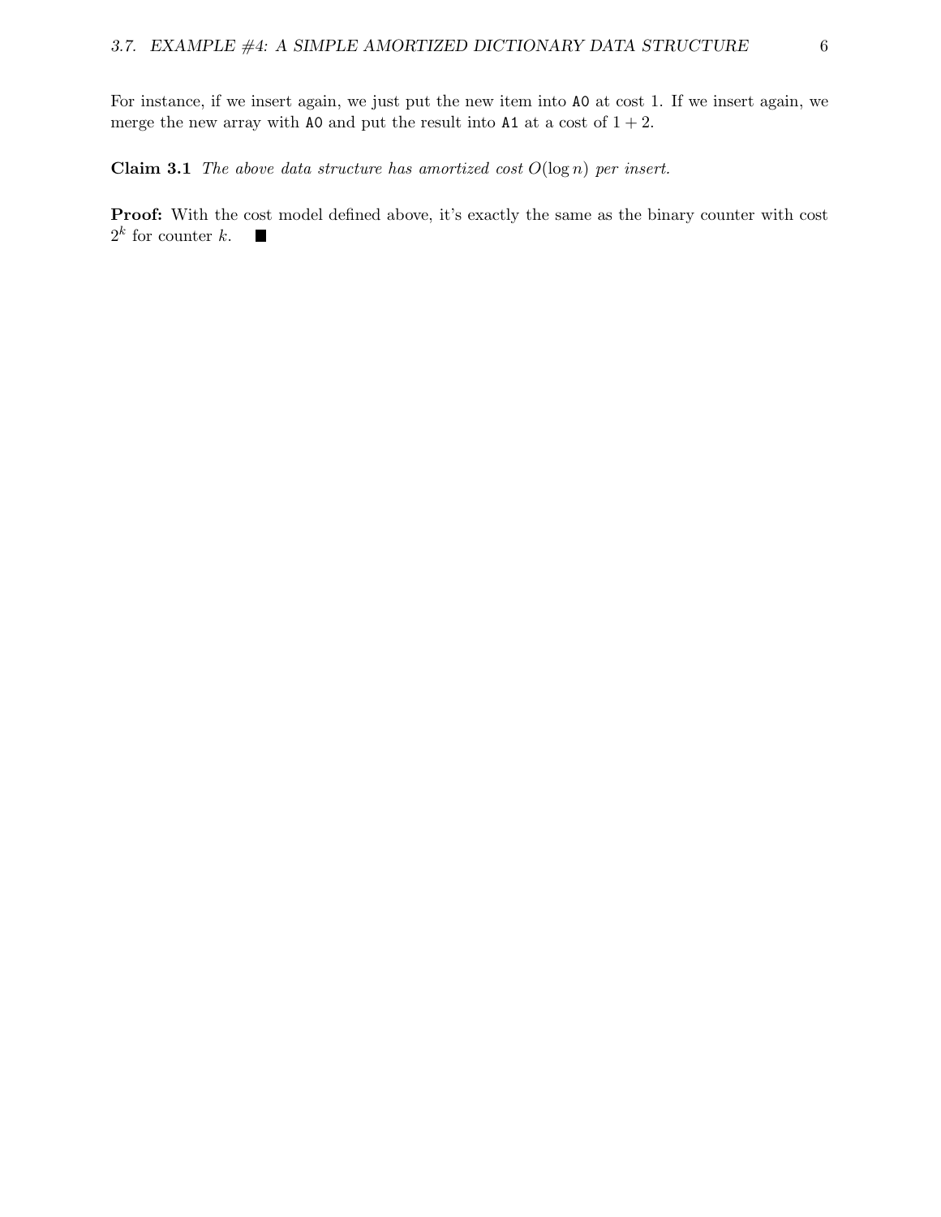For instance, if we insert again, we just put the new item into `A0` at cost 1. If we insert again, we merge the new array with `A0` and put the result into `A1` at a cost of $1 + 2$.

**Claim 3.1** *The above data structure has amortized cost $O(\log n)$ per insert.*

**Proof:** With the cost model defined above, it's exactly the same as the binary counter with cost $2^k$ for counter $k$. ∎